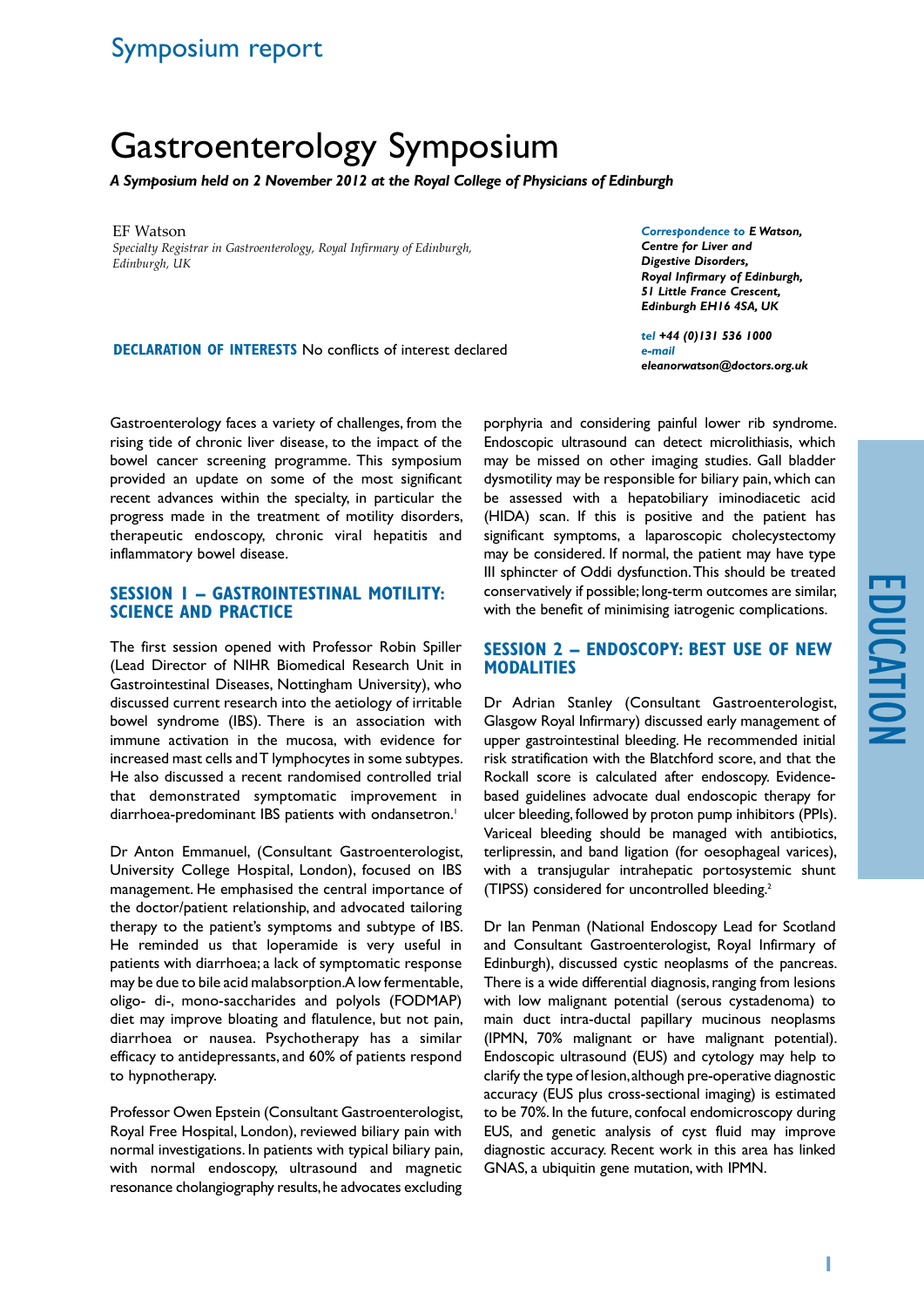Symposium report

# Gastroenterology Symposium

***A Symposium held on 2 November 2012 at the Royal College of Physicians of Edinburgh***

EF Watson

*Specialty Registrar in Gastroenterology, Royal Infirmary of Edinburgh, Edinburgh, UK*

***Correspondence to** E Watson, Centre for Liver and Digestive Disorders, Royal Infirmary of Edinburgh, 51 Little France Crescent, Edinburgh EH16 4SA, UK*

***tel** +44 (0)131 536 1000*
***e-mail** eleanorwatson@doctors.org.uk*

**DECLARATION OF INTERESTS** No conflicts of interest declared

Gastroenterology faces a variety of challenges, from the rising tide of chronic liver disease, to the impact of the bowel cancer screening programme. This symposium provided an update on some of the most significant recent advances within the specialty, in particular the progress made in the treatment of motility disorders, therapeutic endoscopy, chronic viral hepatitis and inflammatory bowel disease.

## SESSION 1 – GASTROINTESTINAL MOTILITY: SCIENCE AND PRACTICE

The first session opened with Professor Robin Spiller (Lead Director of NIHR Biomedical Research Unit in Gastrointestinal Diseases, Nottingham University), who discussed current research into the aetiology of irritable bowel syndrome (IBS). There is an association with immune activation in the mucosa, with evidence for increased mast cells and T lymphocytes in some subtypes. He also discussed a recent randomised controlled trial that demonstrated symptomatic improvement in diarrhoea-predominant IBS patients with ondansetron.[1]

Dr Anton Emmanuel, (Consultant Gastroenterologist, University College Hospital, London), focused on IBS management. He emphasised the central importance of the doctor/patient relationship, and advocated tailoring therapy to the patient's symptoms and subtype of IBS. He reminded us that loperamide is very useful in patients with diarrhoea; a lack of symptomatic response may be due to bile acid malabsorption. A low fermentable, oligo- di-, mono-saccharides and polyols (FODMAP) diet may improve bloating and flatulence, but not pain, diarrhoea or nausea. Psychotherapy has a similar efficacy to antidepressants, and 60% of patients respond to hypnotherapy.

Professor Owen Epstein (Consultant Gastroenterologist, Royal Free Hospital, London), reviewed biliary pain with normal investigations. In patients with typical biliary pain, with normal endoscopy, ultrasound and magnetic resonance cholangiography results, he advocates excluding porphyria and considering painful lower rib syndrome. Endoscopic ultrasound can detect microlithiasis, which may be missed on other imaging studies. Gall bladder dysmotility may be responsible for biliary pain, which can be assessed with a hepatobiliary iminodiacetic acid (HIDA) scan. If this is positive and the patient has significant symptoms, a laparoscopic cholecystectomy may be considered. If normal, the patient may have type III sphincter of Oddi dysfunction. This should be treated conservatively if possible; long-term outcomes are similar, with the benefit of minimising iatrogenic complications.

## SESSION 2 – ENDOSCOPY: BEST USE OF NEW MODALITIES

Dr Adrian Stanley (Consultant Gastroenterologist, Glasgow Royal Infirmary) discussed early management of upper gastrointestinal bleeding. He recommended initial risk stratification with the Blatchford score, and that the Rockall score is calculated after endoscopy. Evidence-based guidelines advocate dual endoscopic therapy for ulcer bleeding, followed by proton pump inhibitors (PPIs). Variceal bleeding should be managed with antibiotics, terlipressin, and band ligation (for oesophageal varices), with a transjugular intrahepatic portosystemic shunt (TIPSS) considered for uncontrolled bleeding.[2]

Dr Ian Penman (National Endoscopy Lead for Scotland and Consultant Gastroenterologist, Royal Infirmary of Edinburgh), discussed cystic neoplasms of the pancreas. There is a wide differential diagnosis, ranging from lesions with low malignant potential (serous cystadenoma) to main duct intra-ductal papillary mucinous neoplasms (IPMN, 70% malignant or have malignant potential). Endoscopic ultrasound (EUS) and cytology may help to clarify the type of lesion, although pre-operative diagnostic accuracy (EUS plus cross-sectional imaging) is estimated to be 70%. In the future, confocal endomicroscopy during EUS, and genetic analysis of cyst fluid may improve diagnostic accuracy. Recent work in this area has linked GNAS, a ubiquitin gene mutation, with IPMN.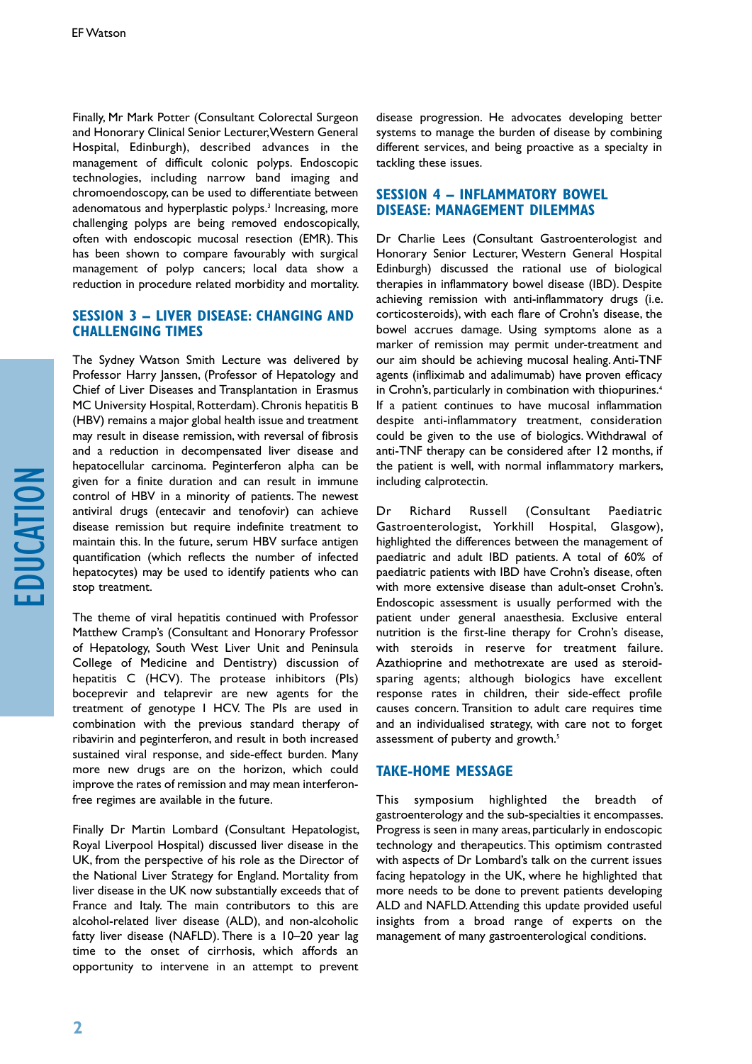Finally, Mr Mark Potter (Consultant Colorectal Surgeon and Honorary Clinical Senior Lecturer, Western General Hospital, Edinburgh), described advances in the management of difficult colonic polyps. Endoscopic technologies, including narrow band imaging and chromoendoscopy, can be used to differentiate between adenomatous and hyperplastic polyps.[3] Increasing, more challenging polyps are being removed endoscopically, often with endoscopic mucosal resection (EMR). This has been shown to compare favourably with surgical management of polyp cancers; local data show a reduction in procedure related morbidity and mortality.

## SESSION 3 – LIVER DISEASE: CHANGING AND CHALLENGING TIMES

The Sydney Watson Smith Lecture was delivered by Professor Harry Janssen, (Professor of Hepatology and Chief of Liver Diseases and Transplantation in Erasmus MC University Hospital, Rotterdam). Chronis hepatitis B (HBV) remains a major global health issue and treatment may result in disease remission, with reversal of fibrosis and a reduction in decompensated liver disease and hepatocellular carcinoma. Peginterferon alpha can be given for a finite duration and can result in immune control of HBV in a minority of patients. The newest antiviral drugs (entecavir and tenofovir) can achieve disease remission but require indefinite treatment to maintain this. In the future, serum HBV surface antigen quantification (which reflects the number of infected hepatocytes) may be used to identify patients who can stop treatment.

The theme of viral hepatitis continued with Professor Matthew Cramp's (Consultant and Honorary Professor of Hepatology, South West Liver Unit and Peninsula College of Medicine and Dentistry) discussion of hepatitis C (HCV). The protease inhibitors (PIs) boceprevir and telaprevir are new agents for the treatment of genotype 1 HCV. The PIs are used in combination with the previous standard therapy of ribavirin and peginterferon, and result in both increased sustained viral response, and side-effect burden. Many more new drugs are on the horizon, which could improve the rates of remission and may mean interferon-free regimes are available in the future.

Finally Dr Martin Lombard (Consultant Hepatologist, Royal Liverpool Hospital) discussed liver disease in the UK, from the perspective of his role as the Director of the National Liver Strategy for England. Mortality from liver disease in the UK now substantially exceeds that of France and Italy. The main contributors to this are alcohol-related liver disease (ALD), and non-alcoholic fatty liver disease (NAFLD). There is a 10–20 year lag time to the onset of cirrhosis, which affords an opportunity to intervene in an attempt to prevent disease progression. He advocates developing better systems to manage the burden of disease by combining different services, and being proactive as a specialty in tackling these issues.

## SESSION 4 – INFLAMMATORY BOWEL DISEASE: MANAGEMENT DILEMMAS

Dr Charlie Lees (Consultant Gastroenterologist and Honorary Senior Lecturer, Western General Hospital Edinburgh) discussed the rational use of biological therapies in inflammatory bowel disease (IBD). Despite achieving remission with anti-inflammatory drugs (i.e. corticosteroids), with each flare of Crohn's disease, the bowel accrues damage. Using symptoms alone as a marker of remission may permit under-treatment and our aim should be achieving mucosal healing. Anti-TNF agents (infliximab and adalimumab) have proven efficacy in Crohn's, particularly in combination with thiopurines.[4] If a patient continues to have mucosal inflammation despite anti-inflammatory treatment, consideration could be given to the use of biologics. Withdrawal of anti-TNF therapy can be considered after 12 months, if the patient is well, with normal inflammatory markers, including calprotectin.

Dr Richard Russell (Consultant Paediatric Gastroenterologist, Yorkhill Hospital, Glasgow), highlighted the differences between the management of paediatric and adult IBD patients. A total of 60% of paediatric patients with IBD have Crohn's disease, often with more extensive disease than adult-onset Crohn's. Endoscopic assessment is usually performed with the patient under general anaesthesia. Exclusive enteral nutrition is the first-line therapy for Crohn's disease, with steroids in reserve for treatment failure. Azathioprine and methotrexate are used as steroid-sparing agents; although biologics have excellent response rates in children, their side-effect profile causes concern. Transition to adult care requires time and an individualised strategy, with care not to forget assessment of puberty and growth.[5]

## TAKE-HOME MESSAGE

This symposium highlighted the breadth of gastroenterology and the sub-specialties it encompasses. Progress is seen in many areas, particularly in endoscopic technology and therapeutics. This optimism contrasted with aspects of Dr Lombard's talk on the current issues facing hepatology in the UK, where he highlighted that more needs to be done to prevent patients developing ALD and NAFLD. Attending this update provided useful insights from a broad range of experts on the management of many gastroenterological conditions.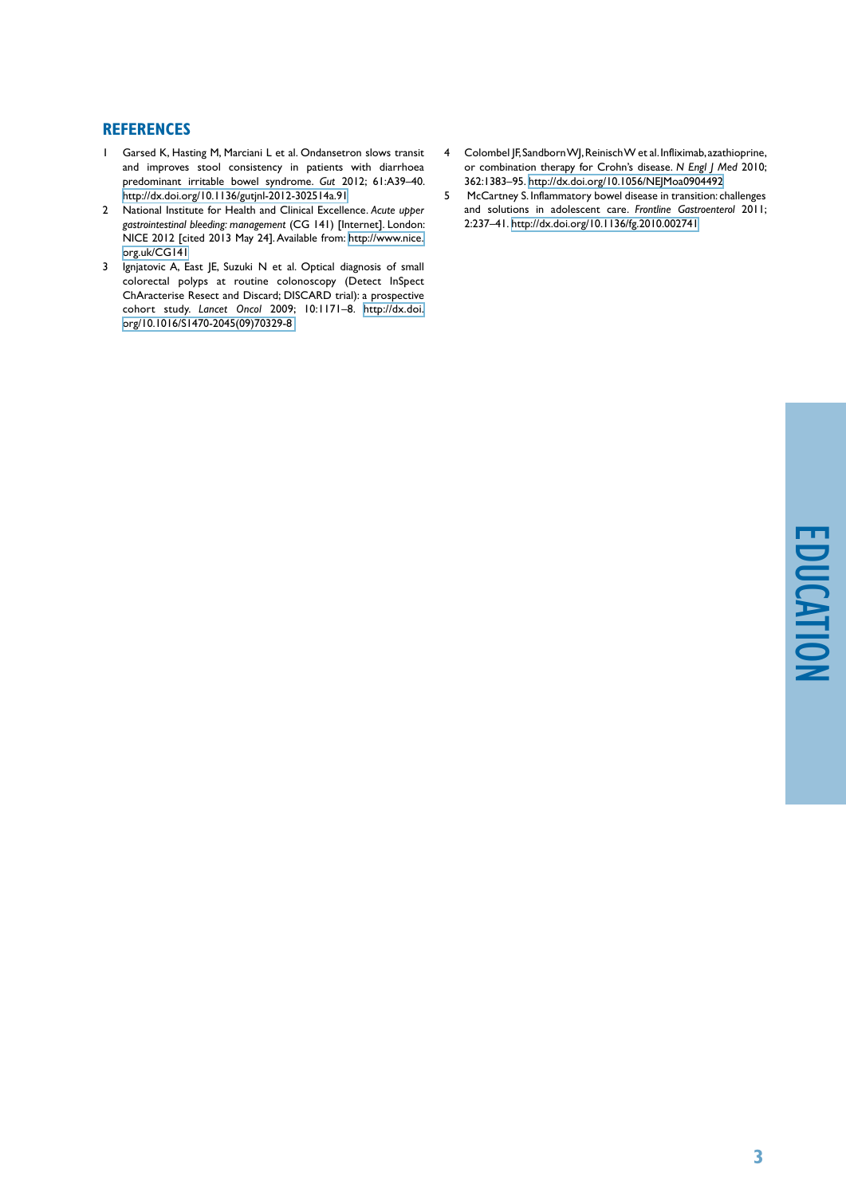## REFERENCES

1. Garsed K, Hasting M, Marciani L et al. Ondansetron slows transit and improves stool consistency in patients with diarrhoea predominant irritable bowel syndrome. *Gut* 2012; 61:A39–40. http://dx.doi.org/10.1136/gutjnl-2012-302514a.91
2. National Institute for Health and Clinical Excellence. *Acute upper gastrointestinal bleeding: management* (CG 141) [Internet]. London: NICE 2012 [cited 2013 May 24]. Available from: http://www.nice.org.uk/CG141
3. Ignjatovic A, East JE, Suzuki N et al. Optical diagnosis of small colorectal polyps at routine colonoscopy (Detect InSpect ChAracterise Resect and Discard; DISCARD trial): a prospective cohort study. *Lancet Oncol* 2009; 10:1171–8. http://dx.doi.org/10.1016/S1470-2045(09)70329-8
4. Colombel JF, Sandborn WJ, Reinisch W et al. Infliximab, azathioprine, or combination therapy for Crohn's disease. *N Engl J Med* 2010; 362:1383–95. http://dx.doi.org/10.1056/NEJMoa0904492
5. McCartney S. Inflammatory bowel disease in transition: challenges and solutions in adolescent care. *Frontline Gastroenterol* 2011; 2:237–41. http://dx.doi.org/10.1136/fg.2010.002741